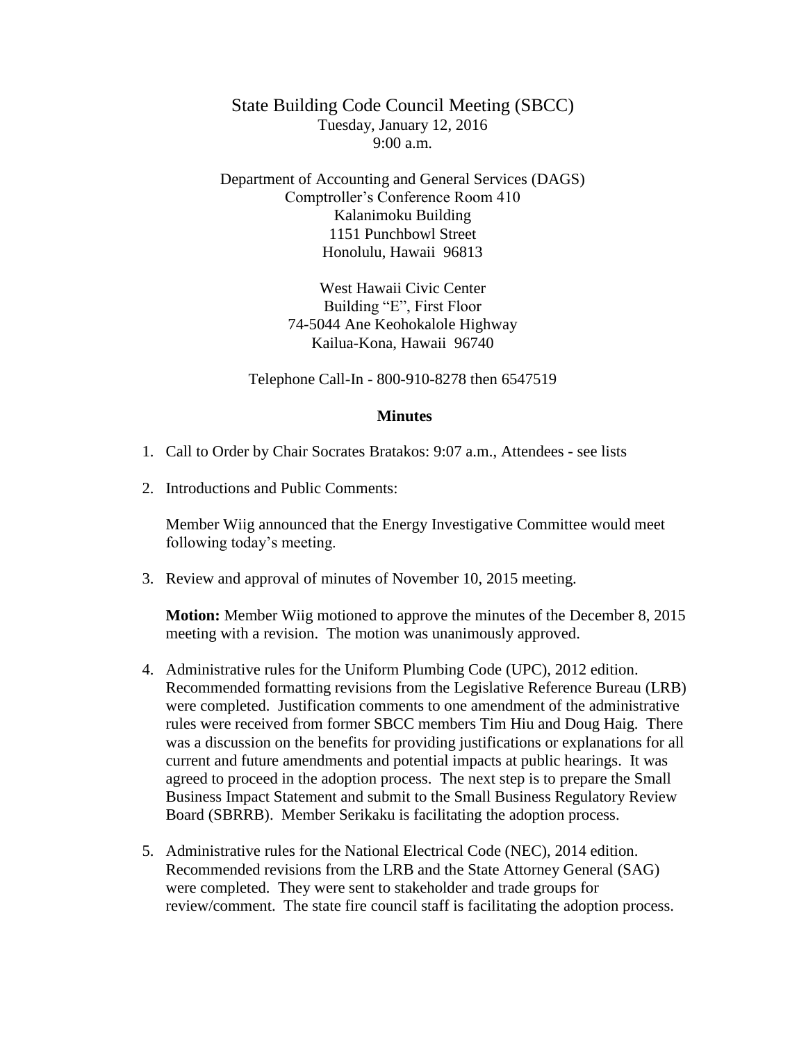# State Building Code Council Meeting (SBCC)

Tuesday, January 12, 2016
9:00 a.m.

Department of Accounting and General Services (DAGS)
Comptroller's Conference Room 410
Kalanimoku Building
1151 Punchbowl Street
Honolulu, Hawaii 96813

West Hawaii Civic Center
Building "E", First Floor
74-5044 Ane Keohokalole Highway
Kailua-Kona, Hawaii 96740

Telephone Call-In - 800-910-8278 then 6547519

## Minutes

1. Call to Order by Chair Socrates Bratakos: 9:07 a.m., Attendees - see lists

2. Introductions and Public Comments:

   Member Wiig announced that the Energy Investigative Committee would meet following today's meeting.

3. Review and approval of minutes of November 10, 2015 meeting.

   **Motion:** Member Wiig motioned to approve the minutes of the December 8, 2015 meeting with a revision. The motion was unanimously approved.

4. Administrative rules for the Uniform Plumbing Code (UPC), 2012 edition. Recommended formatting revisions from the Legislative Reference Bureau (LRB) were completed. Justification comments to one amendment of the administrative rules were received from former SBCC members Tim Hiu and Doug Haig. There was a discussion on the benefits for providing justifications or explanations for all current and future amendments and potential impacts at public hearings. It was agreed to proceed in the adoption process. The next step is to prepare the Small Business Impact Statement and submit to the Small Business Regulatory Review Board (SBRRB). Member Serikaku is facilitating the adoption process.

5. Administrative rules for the National Electrical Code (NEC), 2014 edition. Recommended revisions from the LRB and the State Attorney General (SAG) were completed. They were sent to stakeholder and trade groups for review/comment. The state fire council staff is facilitating the adoption process.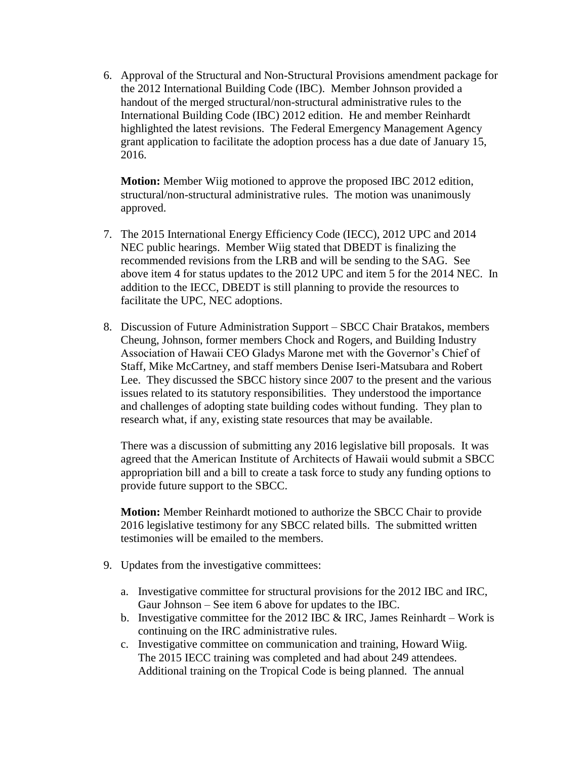6. Approval of the Structural and Non-Structural Provisions amendment package for the 2012 International Building Code (IBC). Member Johnson provided a handout of the merged structural/non-structural administrative rules to the International Building Code (IBC) 2012 edition. He and member Reinhardt highlighted the latest revisions. The Federal Emergency Management Agency grant application to facilitate the adoption process has a due date of January 15, 2016.

   **Motion:** Member Wiig motioned to approve the proposed IBC 2012 edition, structural/non-structural administrative rules. The motion was unanimously approved.

7. The 2015 International Energy Efficiency Code (IECC), 2012 UPC and 2014 NEC public hearings. Member Wiig stated that DBEDT is finalizing the recommended revisions from the LRB and will be sending to the SAG. See above item 4 for status updates to the 2012 UPC and item 5 for the 2014 NEC. In addition to the IECC, DBEDT is still planning to provide the resources to facilitate the UPC, NEC adoptions.

8. Discussion of Future Administration Support – SBCC Chair Bratakos, members Cheung, Johnson, former members Chock and Rogers, and Building Industry Association of Hawaii CEO Gladys Marone met with the Governor's Chief of Staff, Mike McCartney, and staff members Denise Iseri-Matsubara and Robert Lee. They discussed the SBCC history since 2007 to the present and the various issues related to its statutory responsibilities. They understood the importance and challenges of adopting state building codes without funding. They plan to research what, if any, existing state resources that may be available.

   There was a discussion of submitting any 2016 legislative bill proposals. It was agreed that the American Institute of Architects of Hawaii would submit a SBCC appropriation bill and a bill to create a task force to study any funding options to provide future support to the SBCC.

   **Motion:** Member Reinhardt motioned to authorize the SBCC Chair to provide 2016 legislative testimony for any SBCC related bills. The submitted written testimonies will be emailed to the members.

9. Updates from the investigative committees:

   a. Investigative committee for structural provisions for the 2012 IBC and IRC, Gaur Johnson – See item 6 above for updates to the IBC.
   b. Investigative committee for the 2012 IBC & IRC, James Reinhardt – Work is continuing on the IRC administrative rules.
   c. Investigative committee on communication and training, Howard Wiig. The 2015 IECC training was completed and had about 249 attendees. Additional training on the Tropical Code is being planned. The annual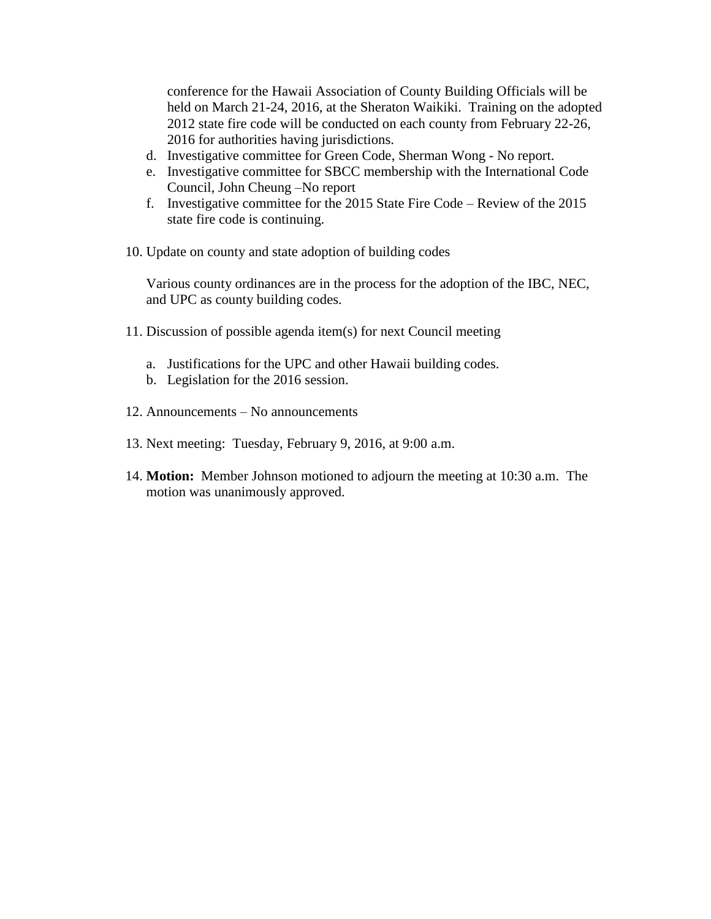conference for the Hawaii Association of County Building Officials will be held on March 21-24, 2016, at the Sheraton Waikiki. Training on the adopted 2012 state fire code will be conducted on each county from February 22-26, 2016 for authorities having jurisdictions.

   d. Investigative committee for Green Code, Sherman Wong - No report.
   e. Investigative committee for SBCC membership with the International Code Council, John Cheung –No report
   f. Investigative committee for the 2015 State Fire Code – Review of the 2015 state fire code is continuing.

10. Update on county and state adoption of building codes

    Various county ordinances are in the process for the adoption of the IBC, NEC, and UPC as county building codes.

11. Discussion of possible agenda item(s) for next Council meeting

    a. Justifications for the UPC and other Hawaii building codes.
    b. Legislation for the 2016 session.

12. Announcements – No announcements

13. Next meeting: Tuesday, February 9, 2016, at 9:00 a.m.

14. **Motion:** Member Johnson motioned to adjourn the meeting at 10:30 a.m. The motion was unanimously approved.